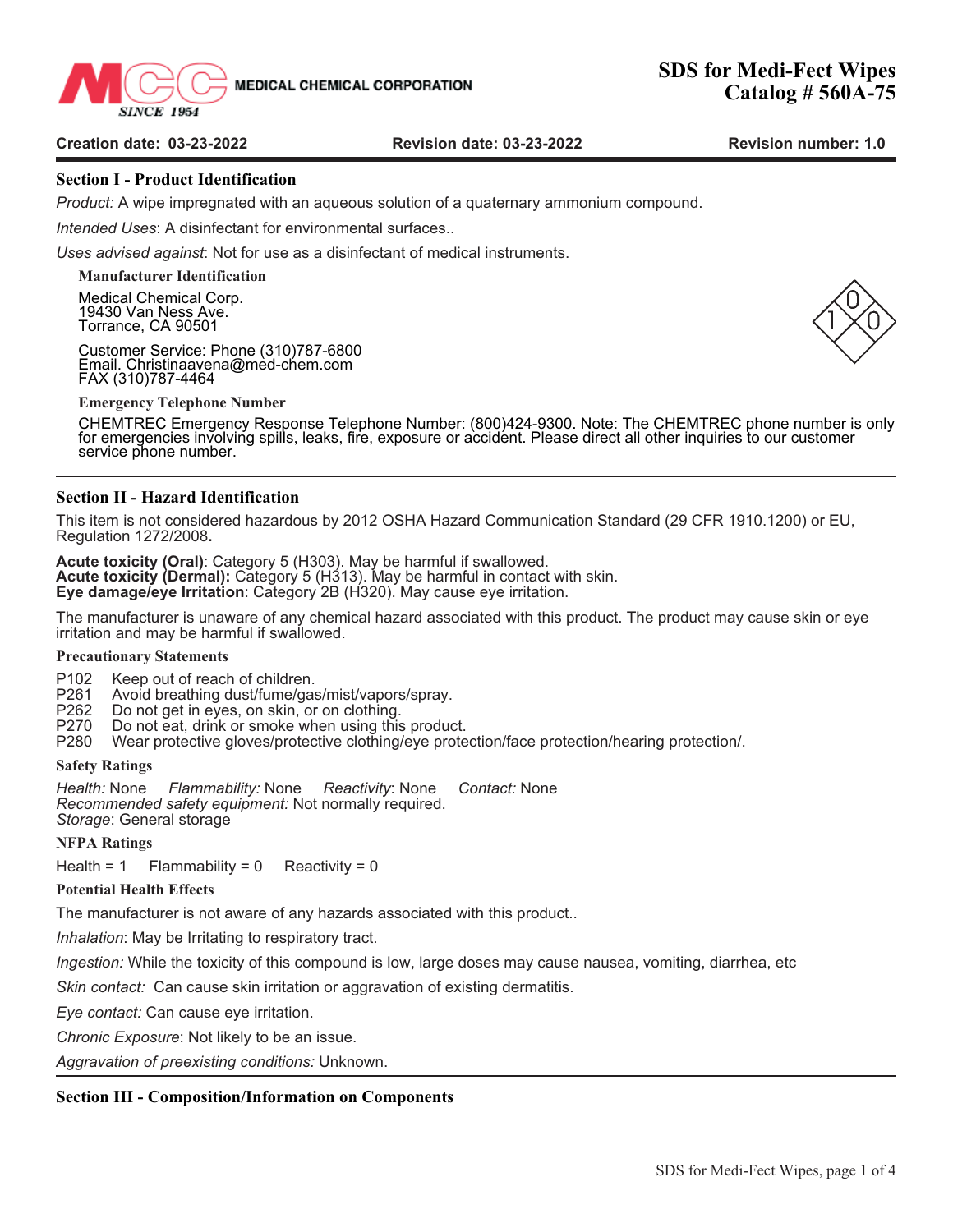# SDS for Medi-Fect Wipes
# Catalog # 560A-75

MEDICAL CHEMICAL CORPORATION
SINCE 1954

**Creation date: 03-23-2022** **Revision date: 03-23-2022** **Revision number: 1.0**

## Section I - Product Identification

*Product:* A wipe impregnated with an aqueous solution of a quaternary ammonium compound.

*Intended Uses*: A disinfectant for environmental surfaces..

*Uses advised against*: Not for use as a disinfectant of medical instruments.

### Manufacturer Identification

Medical Chemical Corp.
19430 Van Ness Ave.
Torrance, CA 90501

Customer Service: Phone (310)787-6800
Email. Christinaavena@med-chem.com
FAX (310)787-4464

### Emergency Telephone Number

CHEMTREC Emergency Response Telephone Number: (800)424-9300. Note: The CHEMTREC phone number is only for emergencies involving spills, leaks, fire, exposure or accident. Please direct all other inquiries to our customer service phone number.

## Section II - Hazard Identification

This item is not considered hazardous by 2012 OSHA Hazard Communication Standard (29 CFR 1910.1200) or EU, Regulation 1272/2008**.**

**Acute toxicity (Oral)**: Category 5 (H303). May be harmful if swallowed.
**Acute toxicity (Dermal):** Category 5 (H313). May be harmful in contact with skin.
**Eye damage/eye Irritation**: Category 2B (H320). May cause eye irritation.

The manufacturer is unaware of any chemical hazard associated with this product. The product may cause skin or eye irritation and may be harmful if swallowed.

### Precautionary Statements

- P102 Keep out of reach of children.
- P261 Avoid breathing dust/fume/gas/mist/vapors/spray.
- P262 Do not get in eyes, on skin, or on clothing.
- P270 Do not eat, drink or smoke when using this product.
- P280 Wear protective gloves/protective clothing/eye protection/face protection/hearing protection/.

### Safety Ratings

*Health:* None *Flammability:* None *Reactivity*: None *Contact:* None
*Recommended safety equipment:* Not normally required.
*Storage*: General storage

### NFPA Ratings

Health = 1 Flammability = 0 Reactivity = 0

### Potential Health Effects

The manufacturer is not aware of any hazards associated with this product..

*Inhalation*: May be Irritating to respiratory tract.

*Ingestion:* While the toxicity of this compound is low, large doses may cause nausea, vomiting, diarrhea, etc

*Skin contact:* Can cause skin irritation or aggravation of existing dermatitis.

*Eye contact:* Can cause eye irritation.

*Chronic Exposure*: Not likely to be an issue.

*Aggravation of preexisting conditions:* Unknown.

## Section III - Composition/Information on Components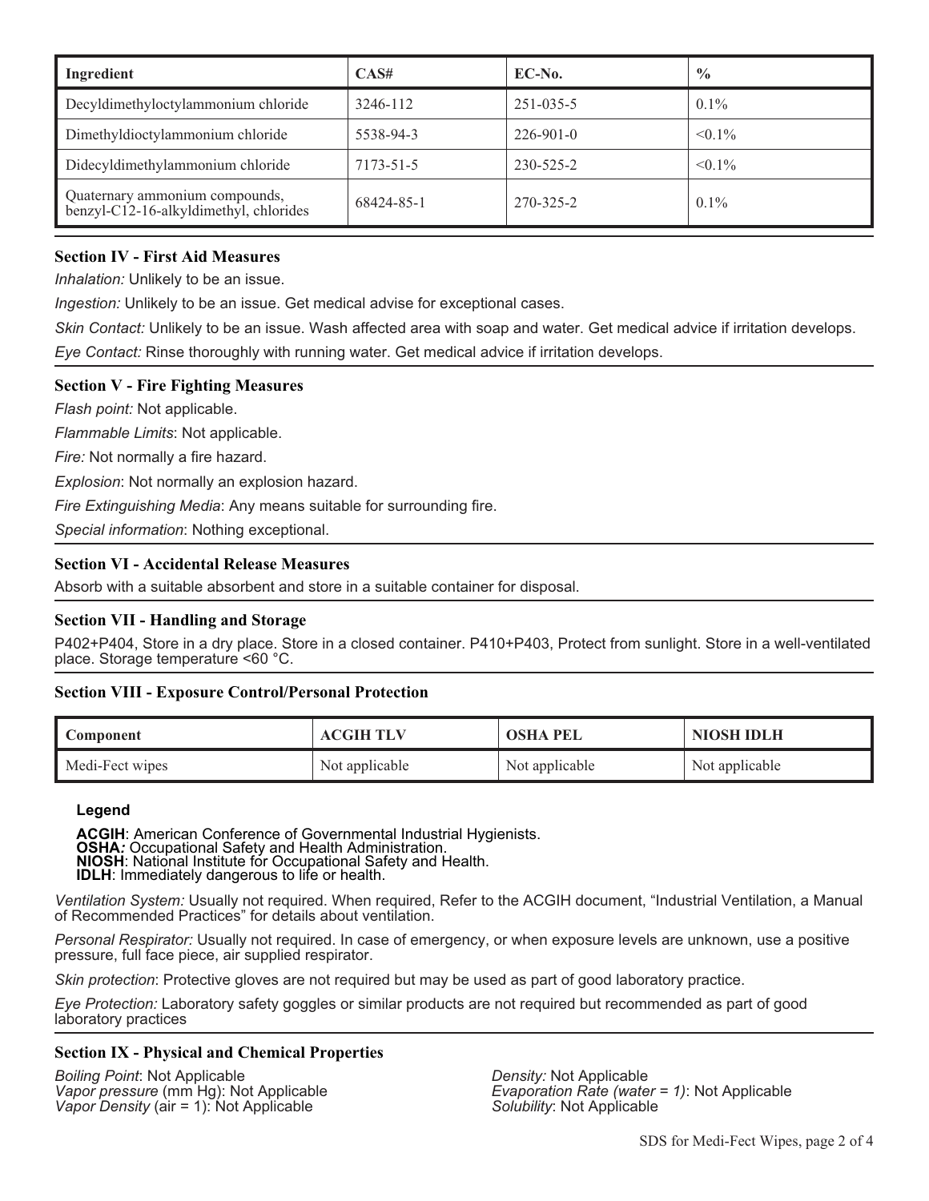| Ingredient | CAS# | EC-No. | % |
|---|---|---|---|
| Decyldimethyloctylammonium chloride | 3246-112 | 251-035-5 | 0.1% |
| Dimethyldioctylammonium chloride | 5538-94-3 | 226-901-0 | <0.1% |
| Didecyldimethylammonium chloride | 7173-51-5 | 230-525-2 | <0.1% |
| Quaternary ammonium compounds, benzyl-C12-16-alkyldimethyl, chlorides | 68424-85-1 | 270-325-2 | 0.1% |

## Section IV - First Aid Measures

*Inhalation:* Unlikely to be an issue.

*Ingestion:* Unlikely to be an issue. Get medical advise for exceptional cases.

*Skin Contact:* Unlikely to be an issue. Wash affected area with soap and water. Get medical advice if irritation develops.

*Eye Contact:* Rinse thoroughly with running water. Get medical advice if irritation develops.

## Section V - Fire Fighting Measures

*Flash point:* Not applicable.

*Flammable Limits*: Not applicable.

*Fire:* Not normally a fire hazard.

*Explosion*: Not normally an explosion hazard.

*Fire Extinguishing Media*: Any means suitable for surrounding fire.

*Special information*: Nothing exceptional.

## Section VI - Accidental Release Measures

Absorb with a suitable absorbent and store in a suitable container for disposal.

## Section VII - Handling and Storage

P402+P404, Store in a dry place. Store in a closed container. P410+P403, Protect from sunlight. Store in a well-ventilated place. Storage temperature <60 °C.

## Section VIII - Exposure Control/Personal Protection

| Component | ACGIH TLV | OSHA PEL | NIOSH IDLH |
|---|---|---|---|
| Medi-Fect wipes | Not applicable | Not applicable | Not applicable |

**Legend**

**ACGIH**: American Conference of Governmental Industrial Hygienists.
**OSHA*:*** Occupational Safety and Health Administration.
**NIOSH**: National Institute for Occupational Safety and Health.
**IDLH**: Immediately dangerous to life or health.

*Ventilation System:* Usually not required. When required, Refer to the ACGIH document, "Industrial Ventilation, a Manual of Recommended Practices" for details about ventilation.

*Personal Respirator:* Usually not required. In case of emergency, or when exposure levels are unknown, use a positive pressure, full face piece, air supplied respirator.

*Skin protection*: Protective gloves are not required but may be used as part of good laboratory practice.

*Eye Protection:* Laboratory safety goggles or similar products are not required but recommended as part of good laboratory practices

## Section IX - Physical and Chemical Properties

*Boiling Point*: Not Applicable
*Vapor pressure* (mm Hg): Not Applicable
*Vapor Density* (air = 1): Not Applicable

*Density:* Not Applicable
*Evaporation Rate (water = 1)*: Not Applicable
*Solubility*: Not Applicable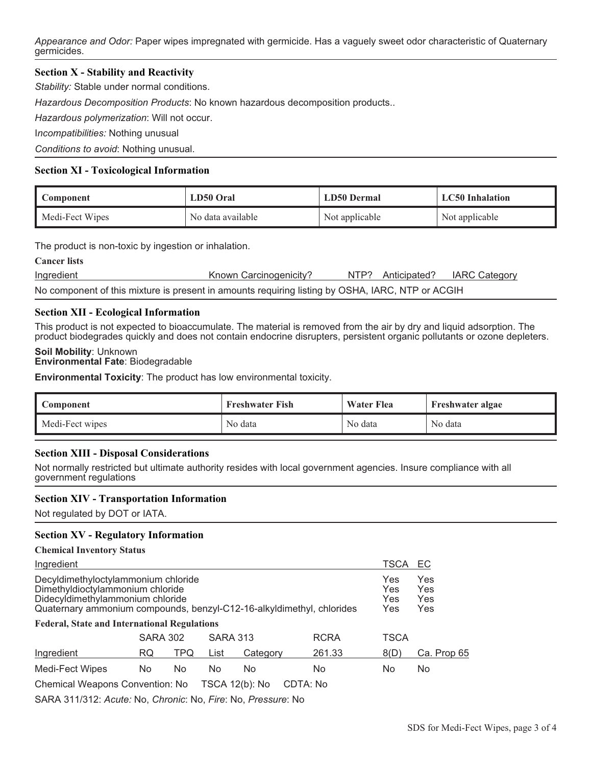*Appearance and Odor:* Paper wipes impregnated with germicide. Has a vaguely sweet odor characteristic of Quaternary germicides.

## Section X - Stability and Reactivity

*Stability:* Stable under normal conditions.

*Hazardous Decomposition Products*: No known hazardous decomposition products..

*Hazardous polymerization*: Will not occur.

I*ncompatibilities:* Nothing unusual

*Conditions to avoid*: Nothing unusual.

## Section XI - Toxicological Information

| Component | LD50 Oral | LD50 Dermal | LC50 Inhalation |
|---|---|---|---|
| Medi-Fect Wipes | No data available | Not applicable | Not applicable |

The product is non-toxic by ingestion or inhalation.

**Cancer lists**

| Ingredient | Known Carcinogenicity? | NTP? | Anticipated? | IARC Category |
|---|---|---|---|---|

No component of this mixture is present in amounts requiring listing by OSHA, IARC, NTP or ACGIH

## Section XII - Ecological Information

This product is not expected to bioaccumulate. The material is removed from the air by dry and liquid adsorption. The product biodegrades quickly and does not contain endocrine disrupters, persistent organic pollutants or ozone depleters.

**Soil Mobility**: Unknown
**Environmental Fate**: Biodegradable

**Environmental Toxicity**: The product has low environmental toxicity.

| Component | Freshwater Fish | Water Flea | Freshwater algae |
|---|---|---|---|
| Medi-Fect wipes | No data | No data | No data |

## Section XIII - Disposal Considerations

Not normally restricted but ultimate authority resides with local government agencies. Insure compliance with all government regulations

## Section XIV - Transportation Information

Not regulated by DOT or IATA.

## Section XV - Regulatory Information

**Chemical Inventory Status**

| Ingredient | TSCA | EC |
|---|---|---|
| Decyldimethyloctylammonium chloride | Yes | Yes |
| Dimethyldioctylammonium chloride | Yes | Yes |
| Didecyldimethylammonium chloride | Yes | Yes |
| Quaternary ammonium compounds, benzyl-C12-16-alkyldimethyl, chlorides | Yes | Yes |

**Federal, State and International Regulations**

| | SARA 302 | | SARA 313 | | RCRA | TSCA | |
|---|---|---|---|---|---|---|---|
| Ingredient | RQ | TPQ | List | Category | 261.33 | 8(D) | Ca. Prop 65 |
| Medi-Fect Wipes | No | No | No | No | No | No | No |

Chemical Weapons Convention: No TSCA 12(b): No CDTA: No

SARA 311/312: *Acute:* No, *Chronic*: No, *Fire*: No, *Pressure*: No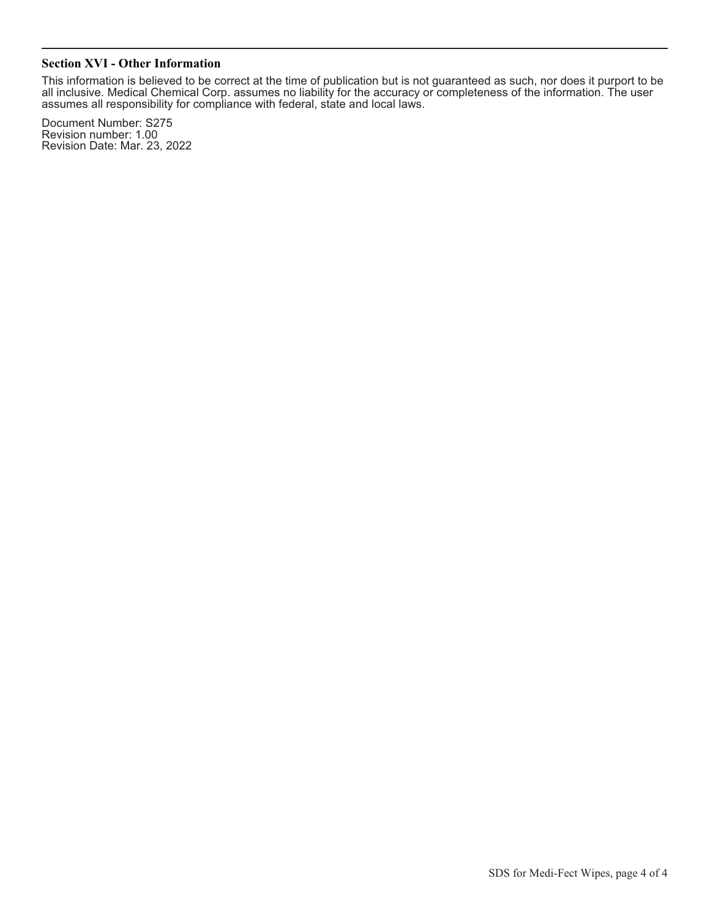## Section XVI - Other Information

This information is believed to be correct at the time of publication but is not guaranteed as such, nor does it purport to be all inclusive. Medical Chemical Corp. assumes no liability for the accuracy or completeness of the information. The user assumes all responsibility for compliance with federal, state and local laws.

Document Number: S275
Revision number: 1.00
Revision Date: Mar. 23, 2022